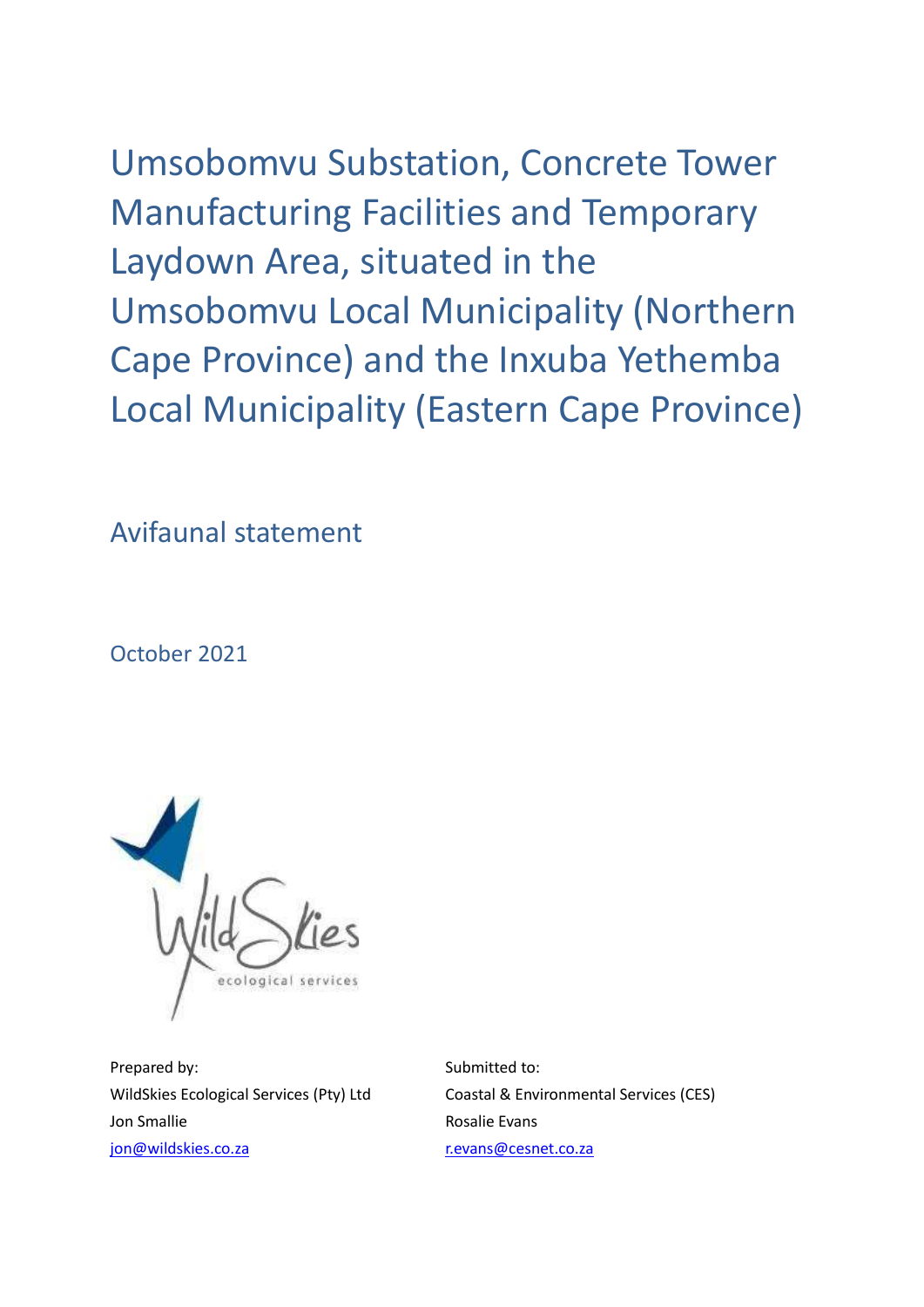# Umsobomvu Substation, Concrete Tower Manufacturing Facilities and Temporary Laydown Area, situated in the Umsobomvu Local Municipality (Northern Cape Province) and the Inxuba Yethemba Local Municipality (Eastern Cape Province)

## Avifaunal statement

October 2021

Prepared by:
WildSkies Ecological Services (Pty) Ltd
Jon Smallie
jon@wildskies.co.za

Submitted to:
Coastal & Environmental Services (CES)
Rosalie Evans
r.evans@cesnet.co.za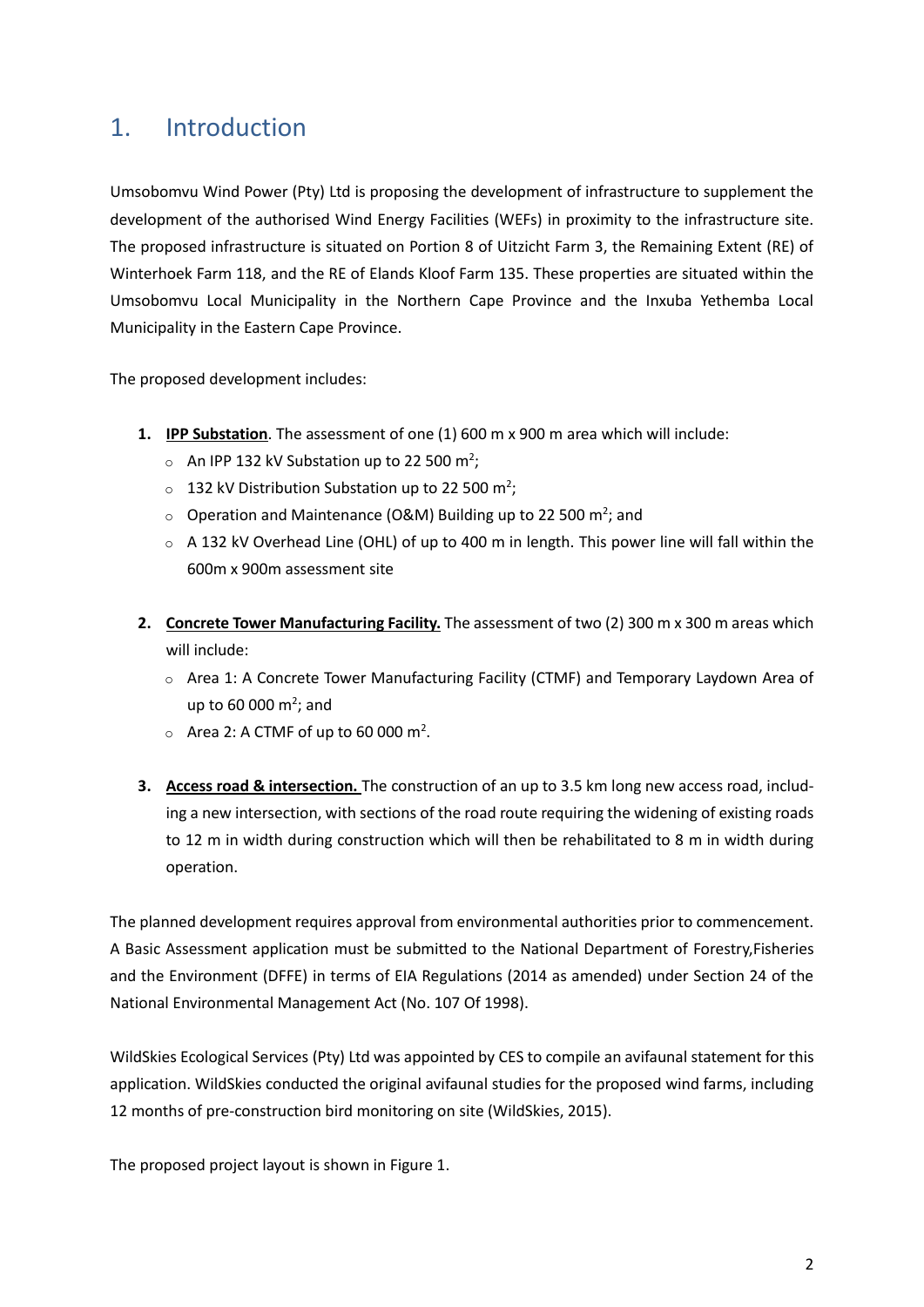# 1. Introduction

Umsobomvu Wind Power (Pty) Ltd is proposing the development of infrastructure to supplement the development of the authorised Wind Energy Facilities (WEFs) in proximity to the infrastructure site. The proposed infrastructure is situated on Portion 8 of Uitzicht Farm 3, the Remaining Extent (RE) of Winterhoek Farm 118, and the RE of Elands Kloof Farm 135. These properties are situated within the Umsobomvu Local Municipality in the Northern Cape Province and the Inxuba Yethemba Local Municipality in the Eastern Cape Province.

The proposed development includes:

1. **IPP Substation**. The assessment of one (1) 600 m x 900 m area which will include:
   - An IPP 132 kV Substation up to 22 500 m$^2$;
   - 132 kV Distribution Substation up to 22 500 m$^2$;
   - Operation and Maintenance (O&M) Building up to 22 500 m$^2$; and
   - A 132 kV Overhead Line (OHL) of up to 400 m in length. This power line will fall within the 600m x 900m assessment site

2. **Concrete Tower Manufacturing Facility.** The assessment of two (2) 300 m x 300 m areas which will include:
   - Area 1: A Concrete Tower Manufacturing Facility (CTMF) and Temporary Laydown Area of up to 60 000 m$^2$; and
   - Area 2: A CTMF of up to 60 000 m$^2$.

3. **Access road & intersection.** The construction of an up to 3.5 km long new access road, including a new intersection, with sections of the road route requiring the widening of existing roads to 12 m in width during construction which will then be rehabilitated to 8 m in width during operation.

The planned development requires approval from environmental authorities prior to commencement. A Basic Assessment application must be submitted to the National Department of Forestry,Fisheries and the Environment (DFFE) in terms of EIA Regulations (2014 as amended) under Section 24 of the National Environmental Management Act (No. 107 Of 1998).

WildSkies Ecological Services (Pty) Ltd was appointed by CES to compile an avifaunal statement for this application. WildSkies conducted the original avifaunal studies for the proposed wind farms, including 12 months of pre-construction bird monitoring on site (WildSkies, 2015).

The proposed project layout is shown in Figure 1.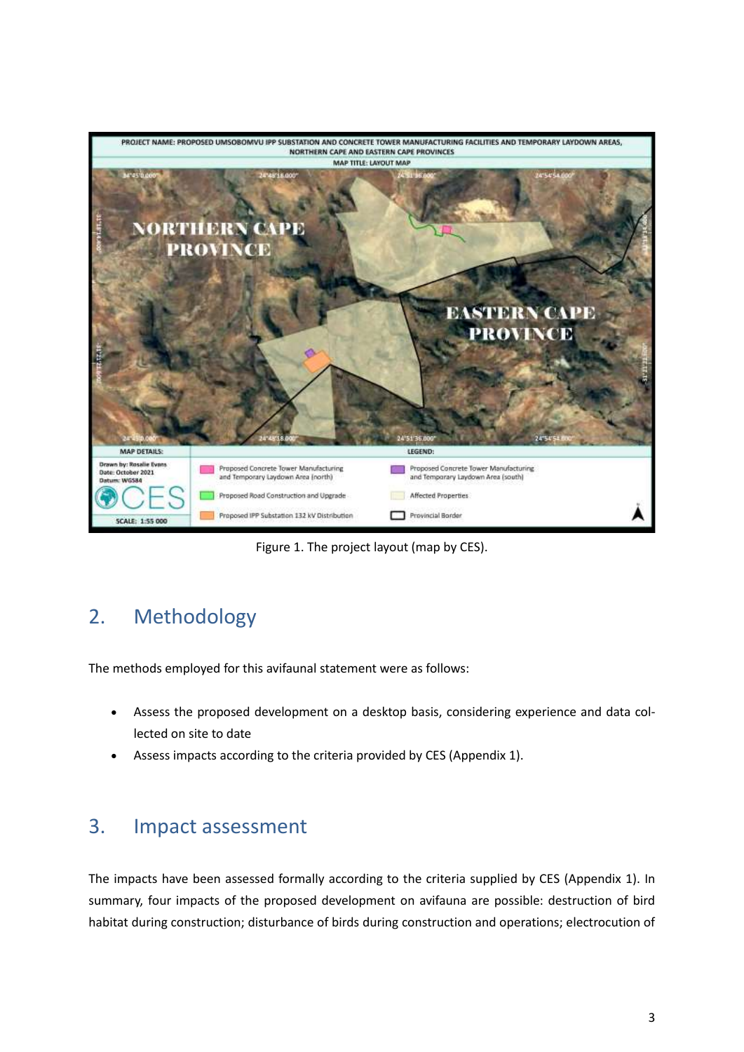Figure 1. The project layout (map by CES).

## 2. Methodology

The methods employed for this avifaunal statement were as follows:

- Assess the proposed development on a desktop basis, considering experience and data collected on site to date
- Assess impacts according to the criteria provided by CES (Appendix 1).

## 3. Impact assessment

The impacts have been assessed formally according to the criteria supplied by CES (Appendix 1). In summary, four impacts of the proposed development on avifauna are possible: destruction of bird habitat during construction; disturbance of birds during construction and operations; electrocution of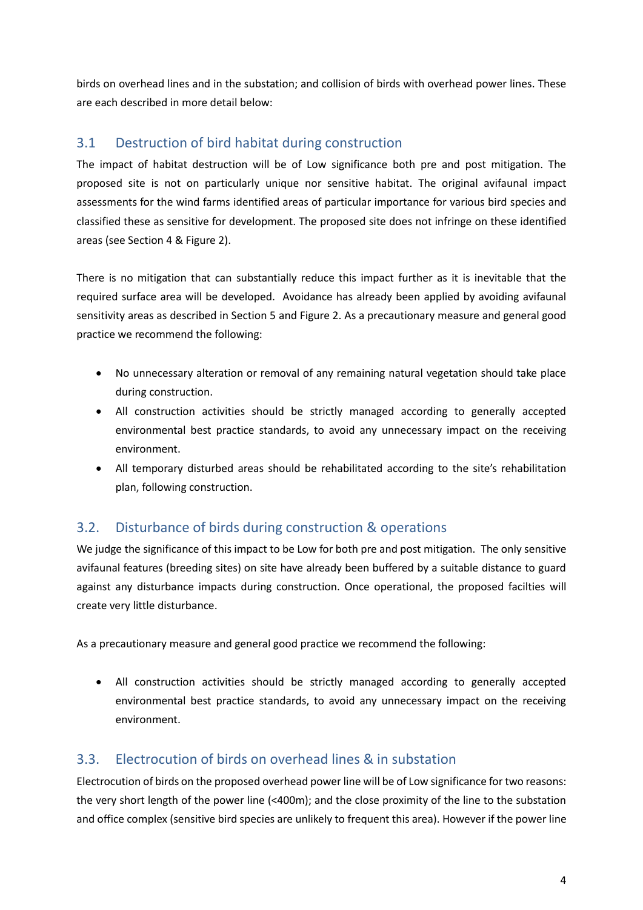birds on overhead lines and in the substation; and collision of birds with overhead power lines. These are each described in more detail below:

## 3.1 Destruction of bird habitat during construction

The impact of habitat destruction will be of Low significance both pre and post mitigation. The proposed site is not on particularly unique nor sensitive habitat. The original avifaunal impact assessments for the wind farms identified areas of particular importance for various bird species and classified these as sensitive for development. The proposed site does not infringe on these identified areas (see Section 4 & Figure 2).

There is no mitigation that can substantially reduce this impact further as it is inevitable that the required surface area will be developed. Avoidance has already been applied by avoiding avifaunal sensitivity areas as described in Section 5 and Figure 2. As a precautionary measure and general good practice we recommend the following:

- No unnecessary alteration or removal of any remaining natural vegetation should take place during construction.
- All construction activities should be strictly managed according to generally accepted environmental best practice standards, to avoid any unnecessary impact on the receiving environment.
- All temporary disturbed areas should be rehabilitated according to the site's rehabilitation plan, following construction.

## 3.2. Disturbance of birds during construction & operations

We judge the significance of this impact to be Low for both pre and post mitigation. The only sensitive avifaunal features (breeding sites) on site have already been buffered by a suitable distance to guard against any disturbance impacts during construction. Once operational, the proposed facilties will create very little disturbance.

As a precautionary measure and general good practice we recommend the following:

- All construction activities should be strictly managed according to generally accepted environmental best practice standards, to avoid any unnecessary impact on the receiving environment.

## 3.3. Electrocution of birds on overhead lines & in substation

Electrocution of birds on the proposed overhead power line will be of Low significance for two reasons: the very short length of the power line (<400m); and the close proximity of the line to the substation and office complex (sensitive bird species are unlikely to frequent this area). However if the power line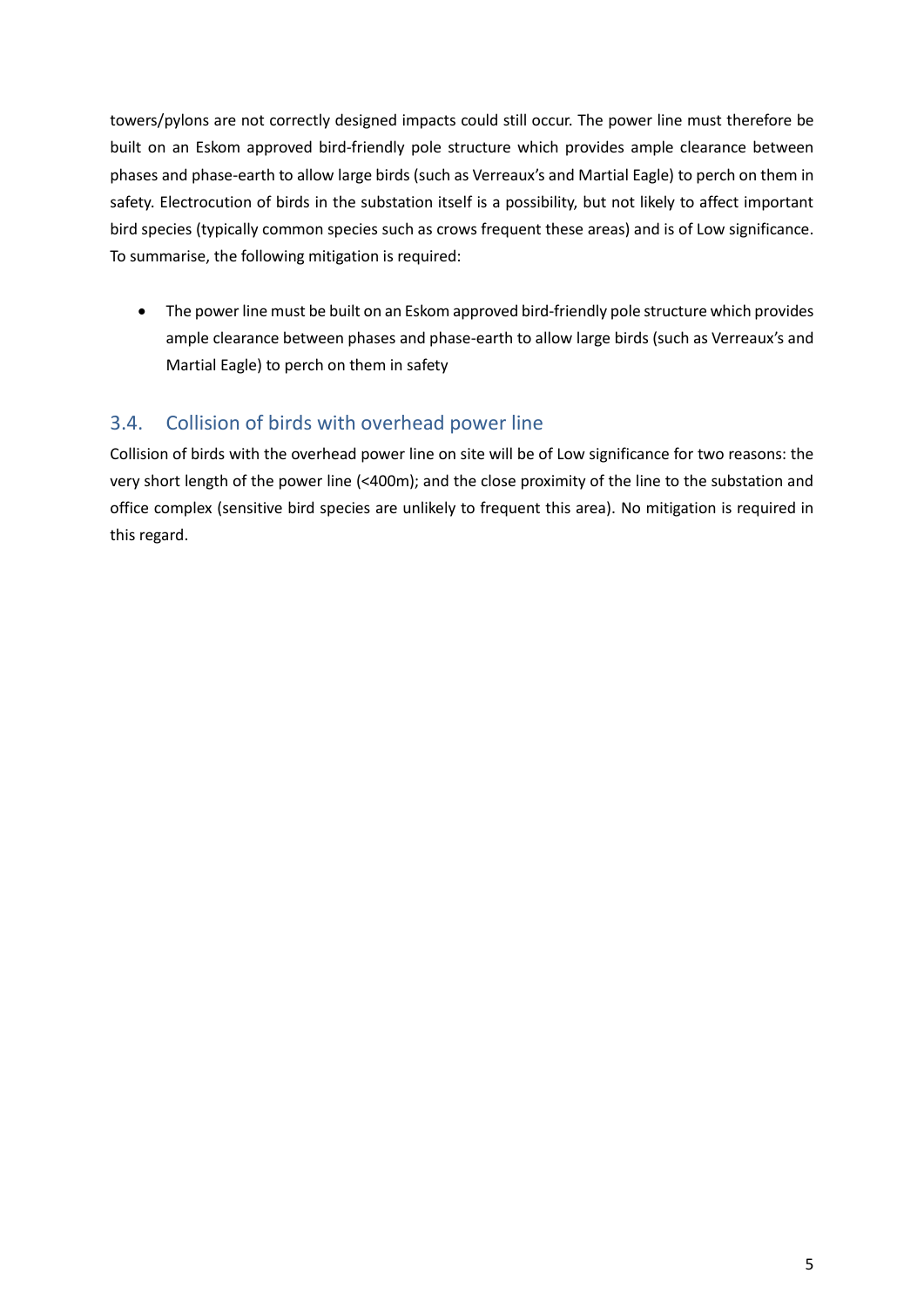towers/pylons are not correctly designed impacts could still occur. The power line must therefore be built on an Eskom approved bird-friendly pole structure which provides ample clearance between phases and phase-earth to allow large birds (such as Verreaux's and Martial Eagle) to perch on them in safety. Electrocution of birds in the substation itself is a possibility, but not likely to affect important bird species (typically common species such as crows frequent these areas) and is of Low significance. To summarise, the following mitigation is required:

- The power line must be built on an Eskom approved bird-friendly pole structure which provides ample clearance between phases and phase-earth to allow large birds (such as Verreaux's and Martial Eagle) to perch on them in safety

## 3.4. Collision of birds with overhead power line

Collision of birds with the overhead power line on site will be of Low significance for two reasons: the very short length of the power line (<400m); and the close proximity of the line to the substation and office complex (sensitive bird species are unlikely to frequent this area). No mitigation is required in this regard.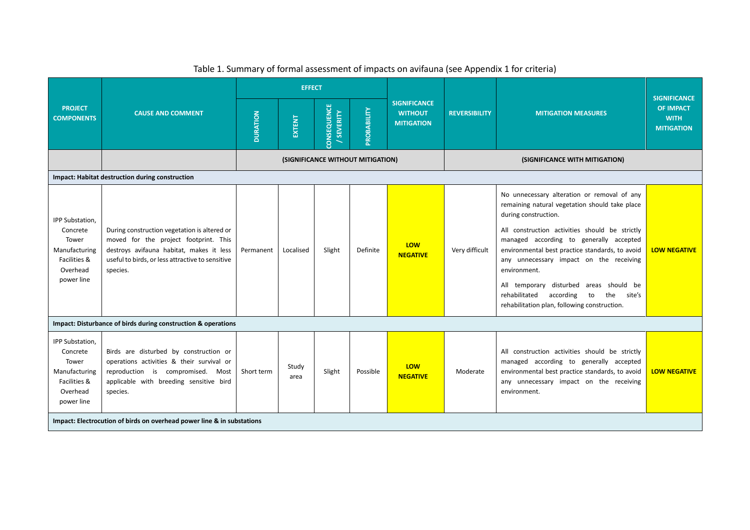Table 1. Summary of formal assessment of impacts on avifauna (see Appendix 1 for criteria)

| PROJECT COMPONENTS | CAUSE AND COMMENT | EFFECT | | | | SIGNIFICANCE WITHOUT MITIGATION | REVERSIBILITY | MITIGATION MEASURES | SIGNIFICANCE OF IMPACT WITH MITIGATION |
|---|---|---|---|---|---|---|---|---|---|
| | | DURATION | EXTENT | CONSEQUENCE / SEVERITY | PROBABILITY | | | | |
| | | (SIGNIFICANCE WITHOUT MITIGATION) | | | | | (SIGNIFICANCE WITH MITIGATION) | | |
| **Impact: Habitat destruction during construction** | | | | | | | | | |
| IPP Substation, Concrete Tower Manufacturing Facilities & Overhead power line | During construction vegetation is altered or moved for the project footprint. This destroys avifauna habitat, makes it less useful to birds, or less attractive to sensitive species. | Permanent | Localised | Slight | Definite | **LOW NEGATIVE** | Very difficult | No unnecessary alteration or removal of any remaining natural vegetation should take place during construction.<br>All construction activities should be strictly managed according to generally accepted environmental best practice standards, to avoid any unnecessary impact on the receiving environment.<br>All temporary disturbed areas should be rehabilitated according to the site's rehabilitation plan, following construction. | **LOW NEGATIVE** |
| **Impact: Disturbance of birds during construction & operations** | | | | | | | | | |
| IPP Substation, Concrete Tower Manufacturing Facilities & Overhead power line | Birds are disturbed by construction or operations activities & their survival or reproduction is compromised. Most applicable with breeding sensitive bird species. | Short term | Study area | Slight | Possible | **LOW NEGATIVE** | Moderate | All construction activities should be strictly managed according to generally accepted environmental best practice standards, to avoid any unnecessary impact on the receiving environment. | **LOW NEGATIVE** |
| **Impact: Electrocution of birds on overhead power line & in substations** | | | | | | | | | |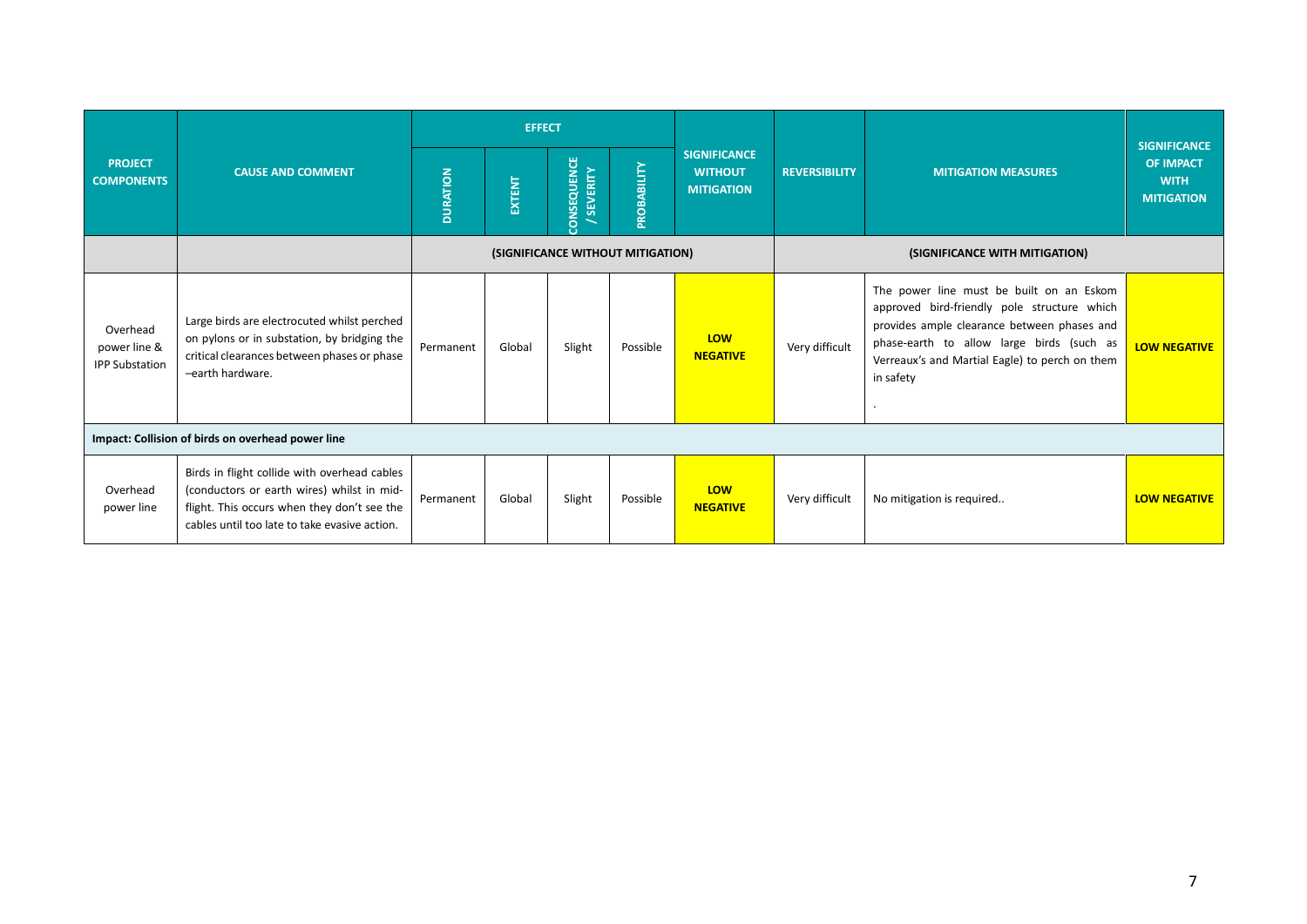| PROJECT COMPONENTS | CAUSE AND COMMENT | EFFECT | | | | SIGNIFICANCE WITHOUT MITIGATION | REVERSIBILITY | MITIGATION MEASURES | SIGNIFICANCE OF IMPACT WITH MITIGATION |
|---|---|---|---|---|---|---|---|---|---|
| | | DURATION | EXTENT | CONSEQUENCE / SEVERITY | PROBABILITY | | | | |
| | | (SIGNIFICANCE WITHOUT MITIGATION) | | | | | (SIGNIFICANCE WITH MITIGATION) | | |
| Overhead power line & IPP Substation | Large birds are electrocuted whilst perched on pylons or in substation, by bridging the critical clearances between phases or phase –earth hardware. | Permanent | Global | Slight | Possible | **LOW NEGATIVE** | Very difficult | The power line must be built on an Eskom approved bird-friendly pole structure which provides ample clearance between phases and phase-earth to allow large birds (such as Verreaux's and Martial Eagle) to perch on them in safety<br>. | **LOW NEGATIVE** |
| **Impact: Collision of birds on overhead power line** | | | | | | | | | |
| Overhead power line | Birds in flight collide with overhead cables (conductors or earth wires) whilst in mid-flight. This occurs when they don't see the cables until too late to take evasive action. | Permanent | Global | Slight | Possible | **LOW NEGATIVE** | Very difficult | No mitigation is required.. | **LOW NEGATIVE** |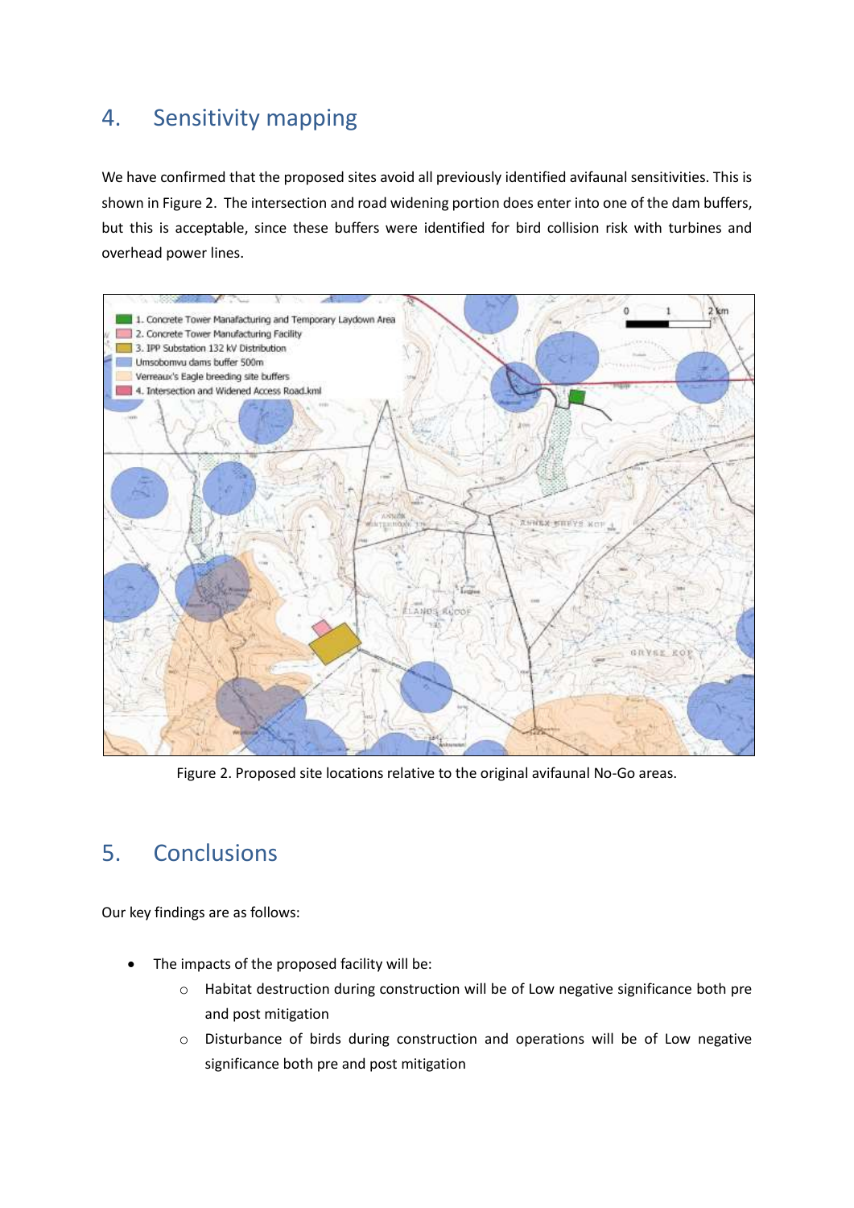## 4. Sensitivity mapping

We have confirmed that the proposed sites avoid all previously identified avifaunal sensitivities. This is shown in Figure 2. The intersection and road widening portion does enter into one of the dam buffers, but this is acceptable, since these buffers were identified for bird collision risk with turbines and overhead power lines.

Figure 2. Proposed site locations relative to the original avifaunal No-Go areas.

## 5. Conclusions

Our key findings are as follows:

- The impacts of the proposed facility will be:
  - Habitat destruction during construction will be of Low negative significance both pre and post mitigation
  - Disturbance of birds during construction and operations will be of Low negative significance both pre and post mitigation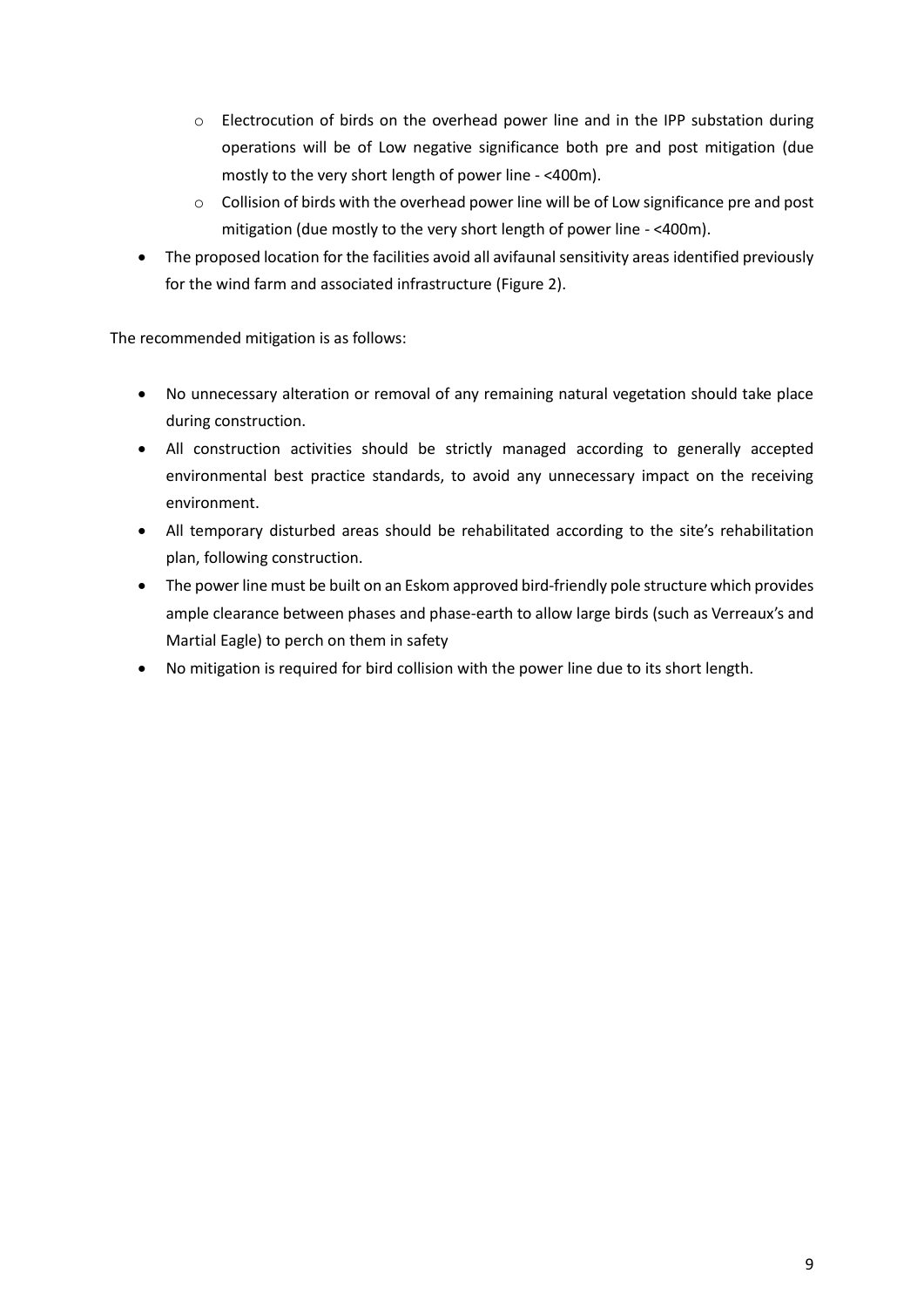- Electrocution of birds on the overhead power line and in the IPP substation during operations will be of Low negative significance both pre and post mitigation (due mostly to the very short length of power line - <400m).
  - Collision of birds with the overhead power line will be of Low significance pre and post mitigation (due mostly to the very short length of power line - <400m).
- The proposed location for the facilities avoid all avifaunal sensitivity areas identified previously for the wind farm and associated infrastructure (Figure 2).

The recommended mitigation is as follows:

- No unnecessary alteration or removal of any remaining natural vegetation should take place during construction.
- All construction activities should be strictly managed according to generally accepted environmental best practice standards, to avoid any unnecessary impact on the receiving environment.
- All temporary disturbed areas should be rehabilitated according to the site's rehabilitation plan, following construction.
- The power line must be built on an Eskom approved bird-friendly pole structure which provides ample clearance between phases and phase-earth to allow large birds (such as Verreaux's and Martial Eagle) to perch on them in safety
- No mitigation is required for bird collision with the power line due to its short length.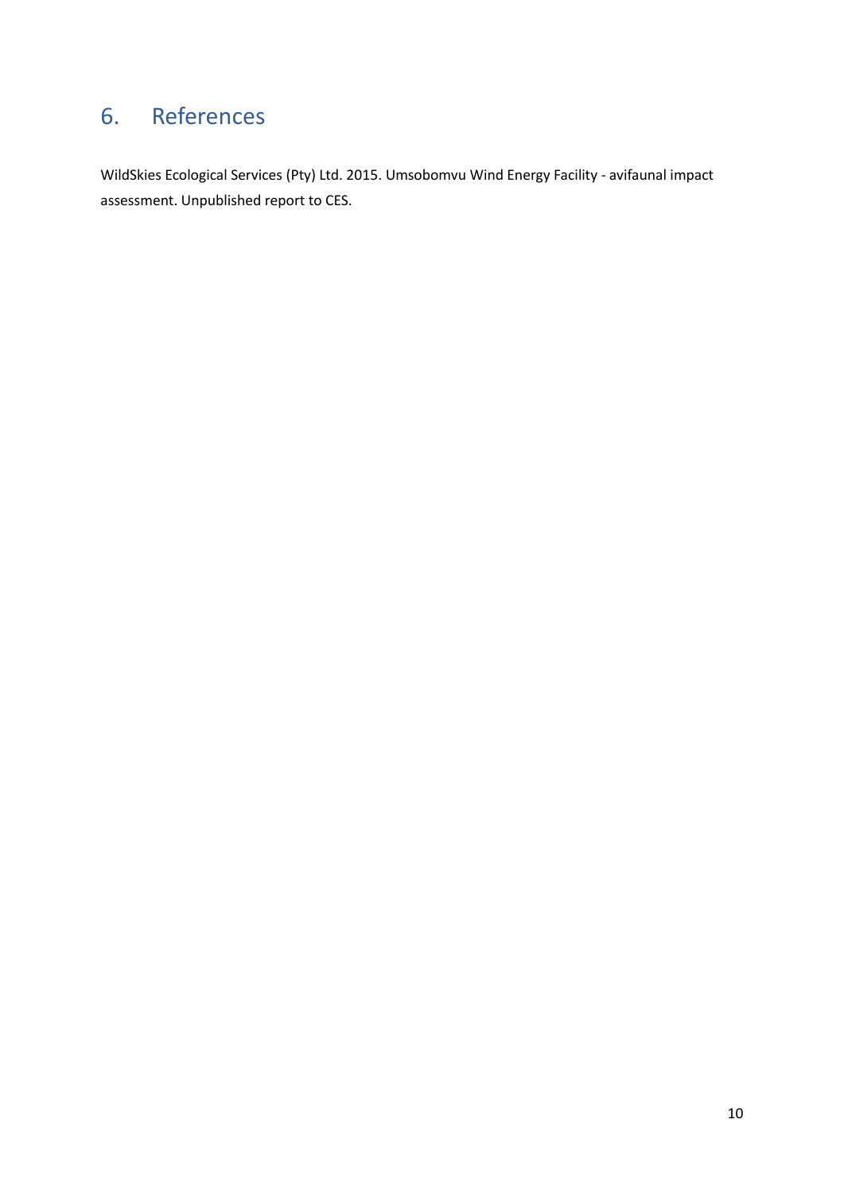# 6. References

WildSkies Ecological Services (Pty) Ltd. 2015. Umsobomvu Wind Energy Facility - avifaunal impact assessment. Unpublished report to CES.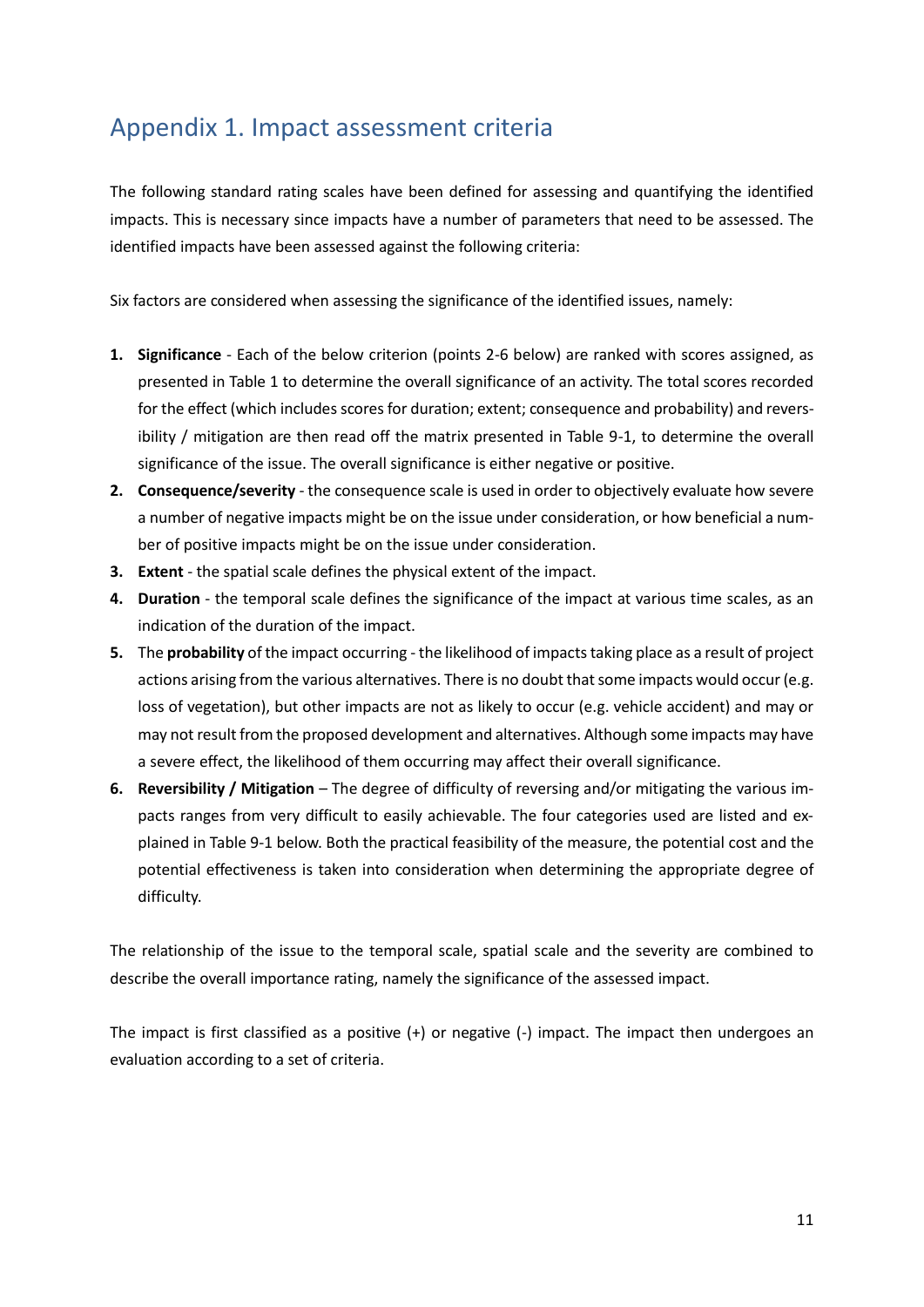# Appendix 1. Impact assessment criteria

The following standard rating scales have been defined for assessing and quantifying the identified impacts. This is necessary since impacts have a number of parameters that need to be assessed. The identified impacts have been assessed against the following criteria:

Six factors are considered when assessing the significance of the identified issues, namely:

1. **Significance** - Each of the below criterion (points 2-6 below) are ranked with scores assigned, as presented in Table 1 to determine the overall significance of an activity. The total scores recorded for the effect (which includes scores for duration; extent; consequence and probability) and reversibility / mitigation are then read off the matrix presented in Table 9-1, to determine the overall significance of the issue. The overall significance is either negative or positive.
2. **Consequence/severity** - the consequence scale is used in order to objectively evaluate how severe a number of negative impacts might be on the issue under consideration, or how beneficial a number of positive impacts might be on the issue under consideration.
3. **Extent** - the spatial scale defines the physical extent of the impact.
4. **Duration** - the temporal scale defines the significance of the impact at various time scales, as an indication of the duration of the impact.
5. The **probability** of the impact occurring - the likelihood of impacts taking place as a result of project actions arising from the various alternatives. There is no doubt that some impacts would occur (e.g. loss of vegetation), but other impacts are not as likely to occur (e.g. vehicle accident) and may or may not result from the proposed development and alternatives. Although some impacts may have a severe effect, the likelihood of them occurring may affect their overall significance.
6. **Reversibility / Mitigation** – The degree of difficulty of reversing and/or mitigating the various impacts ranges from very difficult to easily achievable. The four categories used are listed and explained in Table 9-1 below. Both the practical feasibility of the measure, the potential cost and the potential effectiveness is taken into consideration when determining the appropriate degree of difficulty.

The relationship of the issue to the temporal scale, spatial scale and the severity are combined to describe the overall importance rating, namely the significance of the assessed impact.

The impact is first classified as a positive (+) or negative (-) impact. The impact then undergoes an evaluation according to a set of criteria.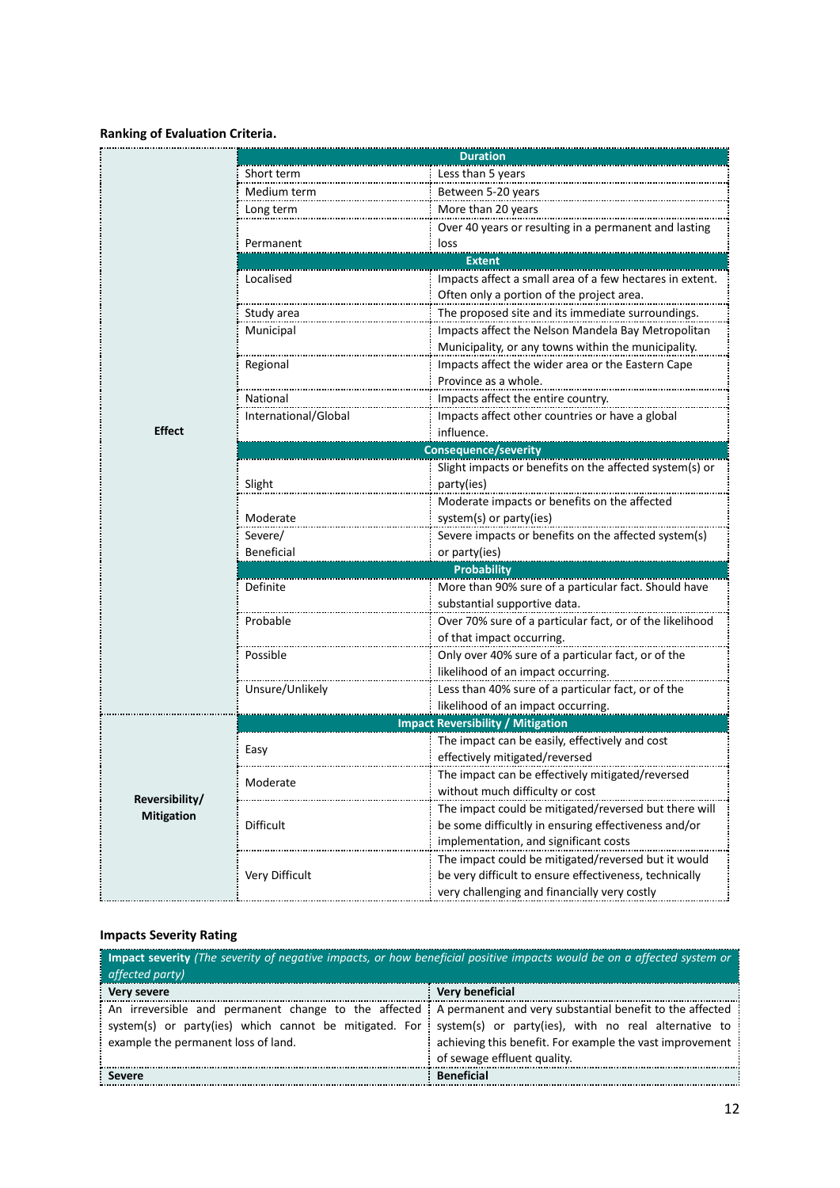**Ranking of Evaluation Criteria.**

| | | |
|---|---|---|
| **Effect** | **Duration** | |
| | Short term | Less than 5 years |
| | Medium term | Between 5-20 years |
| | Long term | More than 20 years |
| | Permanent | Over 40 years or resulting in a permanent and lasting loss |
| | **Extent** | |
| | Localised | Impacts affect a small area of a few hectares in extent. Often only a portion of the project area. |
| | Study area | The proposed site and its immediate surroundings. |
| | Municipal | Impacts affect the Nelson Mandela Bay Metropolitan Municipality, or any towns within the municipality. |
| | Regional | Impacts affect the wider area or the Eastern Cape Province as a whole. |
| | National | Impacts affect the entire country. |
| | International/Global | Impacts affect other countries or have a global influence. |
| | **Consequence/severity** | |
| | Slight | Slight impacts or benefits on the affected system(s) or party(ies) |
| | Moderate | Moderate impacts or benefits on the affected system(s) or party(ies) |
| | Severe/ Beneficial | Severe impacts or benefits on the affected system(s) or party(ies) |
| | **Probability** | |
| | Definite | More than 90% sure of a particular fact. Should have substantial supportive data. |
| | Probable | Over 70% sure of a particular fact, or of the likelihood of that impact occurring. |
| | Possible | Only over 40% sure of a particular fact, or of the likelihood of an impact occurring. |
| | Unsure/Unlikely | Less than 40% sure of a particular fact, or of the likelihood of an impact occurring. |
| **Reversibility/ Mitigation** | **Impact Reversibility / Mitigation** | |
| | Easy | The impact can be easily, effectively and cost effectively mitigated/reversed |
| | Moderate | The impact can be effectively mitigated/reversed without much difficulty or cost |
| | Difficult | The impact could be mitigated/reversed but there will be some difficultly in ensuring effectiveness and/or implementation, and significant costs |
| | Very Difficult | The impact could be mitigated/reversed but it would be very difficult to ensure effectiveness, technically very challenging and financially very costly |

**Impacts Severity Rating**

| **Impact severity** *(The severity of negative impacts, or how beneficial positive impacts would be on a affected system or affected party)* | |
|---|---|
| **Very severe** | **Very beneficial** |
| An irreversible and permanent change to the affected system(s) or party(ies) which cannot be mitigated. For example the permanent loss of land. | A permanent and very substantial benefit to the affected system(s) or party(ies), with no real alternative to achieving this benefit. For example the vast improvement of sewage effluent quality. |
| **Severe** | **Beneficial** |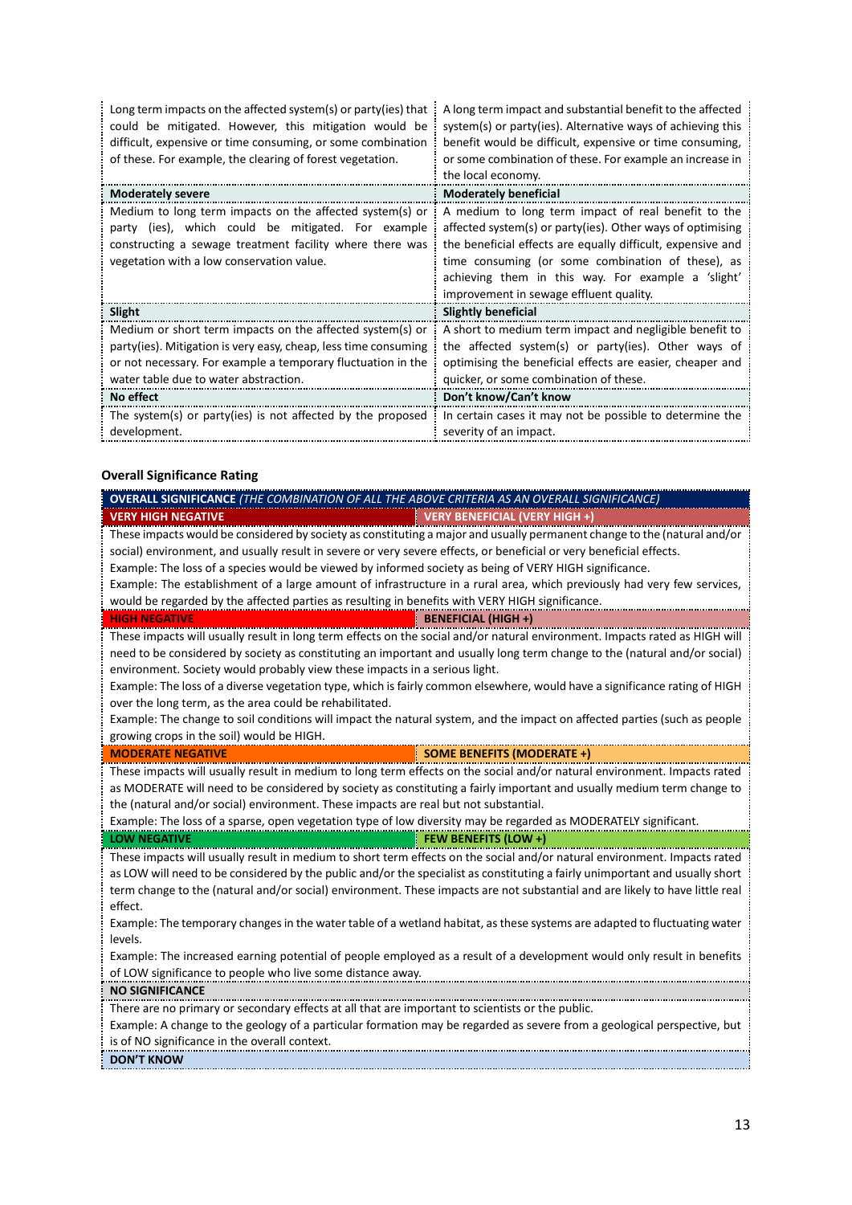| | |
|---|---|
| Long term impacts on the affected system(s) or party(ies) that could be mitigated. However, this mitigation would be difficult, expensive or time consuming, or some combination of these. For example, the clearing of forest vegetation. | A long term impact and substantial benefit to the affected system(s) or party(ies). Alternative ways of achieving this benefit would be difficult, expensive or time consuming, or some combination of these. For example an increase in the local economy. |
| **Moderately severe** | **Moderately beneficial** |
| Medium to long term impacts on the affected system(s) or party (ies), which could be mitigated. For example constructing a sewage treatment facility where there was vegetation with a low conservation value. | A medium to long term impact of real benefit to the affected system(s) or party(ies). Other ways of optimising the beneficial effects are equally difficult, expensive and time consuming (or some combination of these), as achieving them in this way. For example a 'slight' improvement in sewage effluent quality. |
| **Slight** | **Slightly beneficial** |
| Medium or short term impacts on the affected system(s) or party(ies). Mitigation is very easy, cheap, less time consuming or not necessary. For example a temporary fluctuation in the water table due to water abstraction. | A short to medium term impact and negligible benefit to the affected system(s) or party(ies). Other ways of optimising the beneficial effects are easier, cheaper and quicker, or some combination of these. |
| **No effect** | **Don't know/Can't know** |
| The system(s) or party(ies) is not affected by the proposed development. | In certain cases it may not be possible to determine the severity of an impact. |

**Overall Significance Rating**

| **OVERALL SIGNIFICANCE** *(THE COMBINATION OF ALL THE ABOVE CRITERIA AS AN OVERALL SIGNIFICANCE)* | |
|---|---|
| **VERY HIGH NEGATIVE** | **VERY BENEFICIAL (VERY HIGH +)** |
| These impacts would be considered by society as constituting a major and usually permanent change to the (natural and/or social) environment, and usually result in severe or very severe effects, or beneficial or very beneficial effects.<br>Example: The loss of a species would be viewed by informed society as being of VERY HIGH significance.<br>Example: The establishment of a large amount of infrastructure in a rural area, which previously had very few services, would be regarded by the affected parties as resulting in benefits with VERY HIGH significance. | |
| **HIGH NEGATIVE** | **BENEFICIAL (HIGH +)** |
| These impacts will usually result in long term effects on the social and/or natural environment. Impacts rated as HIGH will need to be considered by society as constituting an important and usually long term change to the (natural and/or social) environment. Society would probably view these impacts in a serious light.<br>Example: The loss of a diverse vegetation type, which is fairly common elsewhere, would have a significance rating of HIGH over the long term, as the area could be rehabilitated.<br>Example: The change to soil conditions will impact the natural system, and the impact on affected parties (such as people growing crops in the soil) would be HIGH. | |
| **MODERATE NEGATIVE** | **SOME BENEFITS (MODERATE +)** |
| These impacts will usually result in medium to long term effects on the social and/or natural environment. Impacts rated as MODERATE will need to be considered by society as constituting a fairly important and usually medium term change to the (natural and/or social) environment. These impacts are real but not substantial.<br>Example: The loss of a sparse, open vegetation type of low diversity may be regarded as MODERATELY significant. | |
| **LOW NEGATIVE** | **FEW BENEFITS (LOW +)** |
| These impacts will usually result in medium to short term effects on the social and/or natural environment. Impacts rated as LOW will need to be considered by the public and/or the specialist as constituting a fairly unimportant and usually short term change to the (natural and/or social) environment. These impacts are not substantial and are likely to have little real effect.<br>Example: The temporary changes in the water table of a wetland habitat, as these systems are adapted to fluctuating water levels.<br>Example: The increased earning potential of people employed as a result of a development would only result in benefits of LOW significance to people who live some distance away. | |
| **NO SIGNIFICANCE** | |
| There are no primary or secondary effects at all that are important to scientists or the public.<br>Example: A change to the geology of a particular formation may be regarded as severe from a geological perspective, but is of NO significance in the overall context. | |
| **DON'T KNOW** | |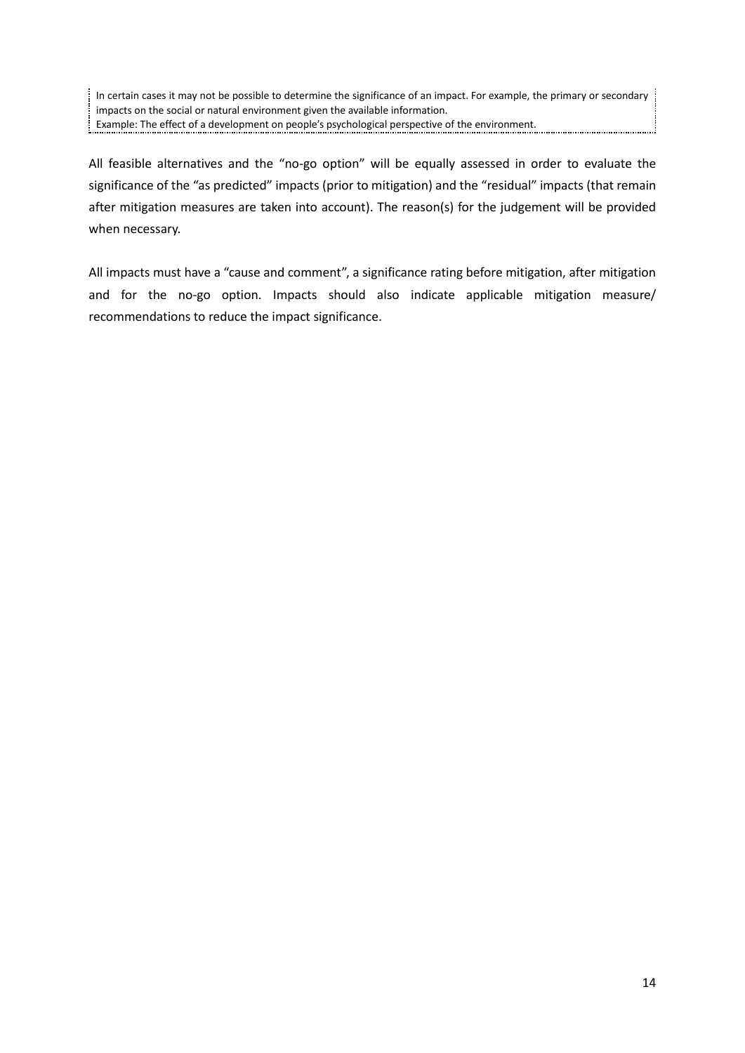In certain cases it may not be possible to determine the significance of an impact. For example, the primary or secondary impacts on the social or natural environment given the available information.
Example: The effect of a development on people's psychological perspective of the environment.

All feasible alternatives and the "no-go option" will be equally assessed in order to evaluate the significance of the "as predicted" impacts (prior to mitigation) and the "residual" impacts (that remain after mitigation measures are taken into account). The reason(s) for the judgement will be provided when necessary.

All impacts must have a "cause and comment", a significance rating before mitigation, after mitigation and for the no-go option. Impacts should also indicate applicable mitigation measure/ recommendations to reduce the impact significance.